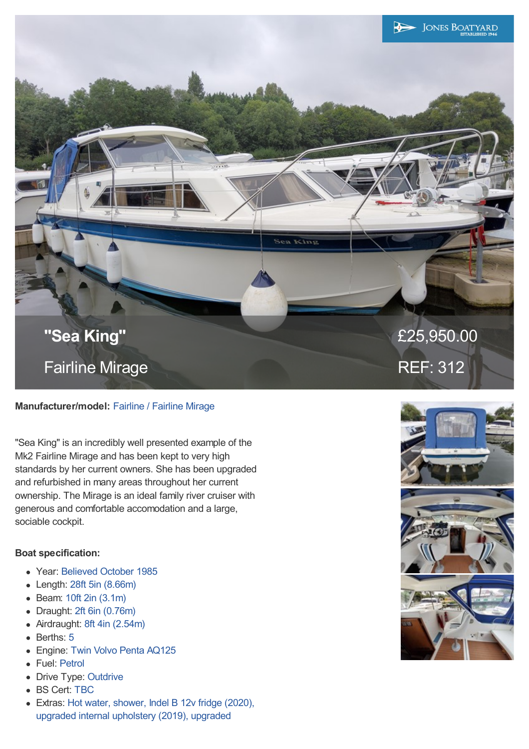# "Sea King"

## Fairline Mirage

£25,950.00

REF: 312

**Manufacturer/model:** Fairline / Fairline Mirage

"Sea King" is an incredibly well presented example of the Mk2 Fairline Mirage and has been kept to very high standards by her current owners. She has been upgraded and refurbished in many areas throughout her current ownership. The Mirage is an ideal family river cruiser with generous and comfortable accomodation and a large, sociable cockpit.

**Boat specification:**

- Year: Believed October 1985
- Length: 28ft 5in (8.66m)
- Beam: 10ft 2in (3.1m)
- Draught: 2ft 6in (0.76m)
- Airdraught: 8ft 4in (2.54m)
- Berths: 5
- Engine: Twin Volvo Penta AQ125
- Fuel: Petrol
- Drive Type: Outdrive
- BS Cert: TBC
- Extras: Hot water, shower, Indel B 12v fridge (2020), upgraded internal upholstery (2019), upgraded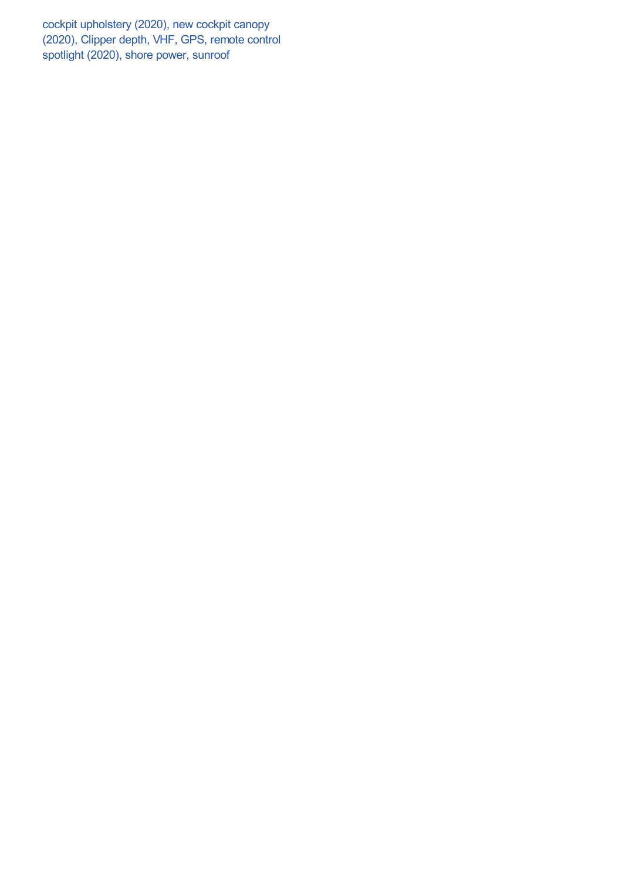cockpit upholstery (2020), new cockpit canopy (2020), Clipper depth, VHF, GPS, remote control spotlight (2020), shore power, sunroof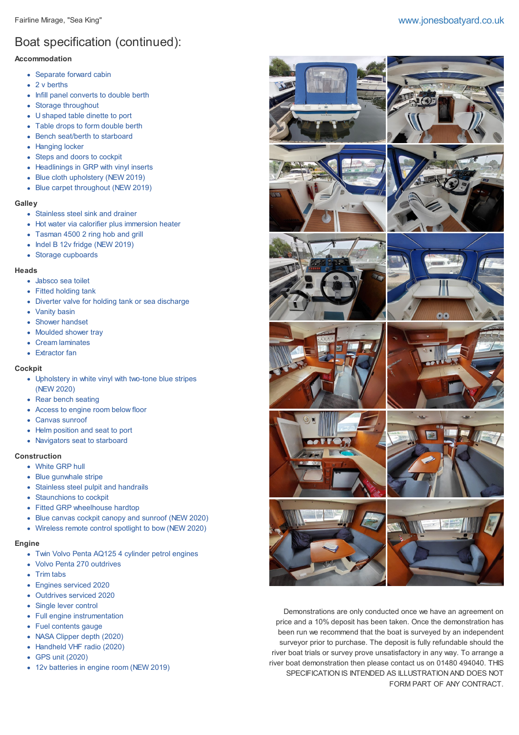# Boat specification (continued):

**Accommodation**

- Separate forward cabin
- 2 v berths
- Infill panel converts to double berth
- Storage throughout
- U shaped table dinette to port
- Table drops to form double berth
- Bench seat/berth to starboard
- Hanging locker
- Steps and doors to cockpit
- Headlinings in GRP with vinyl inserts
- Blue cloth upholstery (NEW 2019)
- Blue carpet throughout (NEW 2019)

**Galley**

- Stainless steel sink and drainer
- Hot water via calorifier plus immersion heater
- Tasman 4500 2 ring hob and grill
- Indel B 12v fridge (NEW 2019)
- Storage cupboards

**Heads**

- Jabsco sea toilet
- Fitted holding tank
- Diverter valve for holding tank or sea discharge
- Vanity basin
- Shower handset
- Moulded shower tray
- Cream laminates
- Extractor fan

**Cockpit**

- Upholstery in white vinyl with two-tone blue stripes (NEW 2020)
- Rear bench seating
- Access to engine room below floor
- Canvas sunroof
- Helm position and seat to port
- Navigators seat to starboard

**Construction**

- White GRP hull
- Blue gunwhale stripe
- Stainless steel pulpit and handrails
- Staunchions to cockpit
- Fitted GRP wheelhouse hardtop
- Blue canvas cockpit canopy and sunroof (NEW 2020)
- Wireless remote control spotlight to bow (NEW 2020)

**Engine**

- Twin Volvo Penta AQ125 4 cylinder petrol engines
- Volvo Penta 270 outdrives
- Trim tabs
- Engines serviced 2020
- Outdrives serviced 2020
- Single lever control
- Full engine instrumentation
- Fuel contents gauge
- NASA Clipper depth (2020)
- Handheld VHF radio (2020)
- GPS unit (2020)
- 12v batteries in engine room (NEW 2019)

Demonstrations are only conducted once we have an agreement on price and a 10% deposit has been taken. Once the demonstration has been run we recommend that the boat is surveyed by an independent surveyor prior to purchase. The deposit is fully refundable should the river boat trials or survey prove unsatisfactory in any way. To arrange a river boat demonstration then please contact us on 01480 494040. THIS SPECIFICATION IS INTENDED AS ILLUSTRATION AND DOES NOT FORM PART OF ANY CONTRACT.